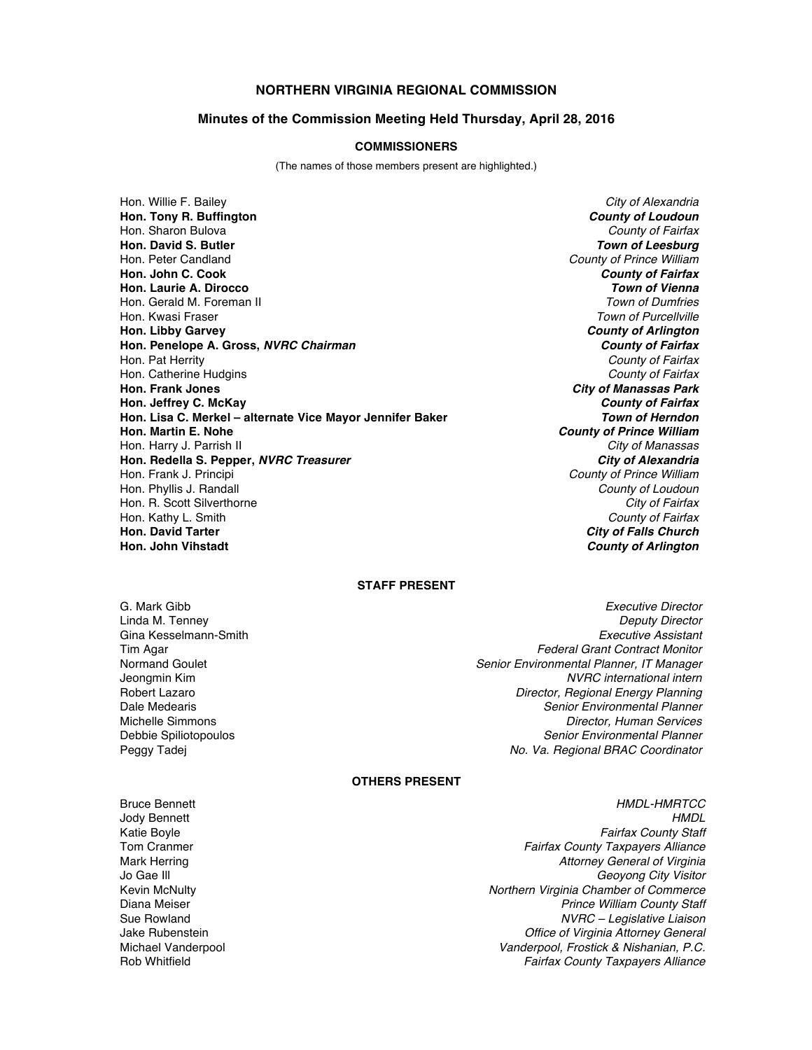# NORTHERN VIRGINIA REGIONAL COMMISSION

## Minutes of the Commission Meeting Held Thursday, April 28, 2016

### COMMISSIONERS

(The names of those members present are highlighted.)

| | |
|---|---|
| Hon. Willie F. Bailey | *City of Alexandria* |
| **Hon. Tony R. Buffington** | ***County of Loudoun*** |
| Hon. Sharon Bulova | *County of Fairfax* |
| **Hon. David S. Butler** | ***Town of Leesburg*** |
| Hon. Peter Candland | *County of Prince William* |
| **Hon. John C. Cook** | ***County of Fairfax*** |
| **Hon. Laurie A. Dirocco** | ***Town of Vienna*** |
| Hon. Gerald M. Foreman II | *Town of Dumfries* |
| Hon. Kwasi Fraser | *Town of Purcellville* |
| **Hon. Libby Garvey** | ***County of Arlington*** |
| **Hon. Penelope A. Gross, *NVRC Chairman*** | ***County of Fairfax*** |
| Hon. Pat Herrity | *County of Fairfax* |
| Hon. Catherine Hudgins | *County of Fairfax* |
| **Hon. Frank Jones** | ***City of Manassas Park*** |
| **Hon. Jeffrey C. McKay** | ***County of Fairfax*** |
| **Hon. Lisa C. Merkel – alternate Vice Mayor Jennifer Baker** | ***Town of Herndon*** |
| **Hon. Martin E. Nohe** | ***County of Prince William*** |
| Hon. Harry J. Parrish II | *City of Manassas* |
| **Hon. Redella S. Pepper, *NVRC Treasurer*** | ***City of Alexandria*** |
| Hon. Frank J. Principi | *County of Prince William* |
| Hon. Phyllis J. Randall | *County of Loudoun* |
| Hon. R. Scott Silverthorne | *City of Fairfax* |
| Hon. Kathy L. Smith | *County of Fairfax* |
| **Hon. David Tarter** | ***City of Falls Church*** |
| **Hon. John Vihstadt** | ***County of Arlington*** |

### STAFF PRESENT

| | |
|---|---|
| G. Mark Gibb | *Executive Director* |
| Linda M. Tenney | *Deputy Director* |
| Gina Kesselmann-Smith | *Executive Assistant* |
| Tim Agar | *Federal Grant Contract Monitor* |
| Normand Goulet | *Senior Environmental Planner, IT Manager* |
| Jeongmin Kim | *NVRC international intern* |
| Robert Lazaro | *Director, Regional Energy Planning* |
| Dale Medearis | *Senior Environmental Planner* |
| Michelle Simmons | *Director, Human Services* |
| Debbie Spiliotopoulos | *Senior Environmental Planner* |
| Peggy Tadej | *No. Va. Regional BRAC Coordinator* |

### OTHERS PRESENT

| | |
|---|---|
| Bruce Bennett | *HMDL-HMRTCC* |
| Jody Bennett | *HMDL* |
| Katie Boyle | *Fairfax County Staff* |
| Tom Cranmer | *Fairfax County Taxpayers Alliance* |
| Mark Herring | *Attorney General of Virginia* |
| Jo Gae Ill | *Geoyong City Visitor* |
| Kevin McNulty | *Northern Virginia Chamber of Commerce* |
| Diana Meiser | *Prince William County Staff* |
| Sue Rowland | *NVRC – Legislative Liaison* |
| Jake Rubenstein | *Office of Virginia Attorney General* |
| Michael Vanderpool | *Vanderpool, Frostick & Nishanian, P.C.* |
| Rob Whitfield | *Fairfax County Taxpayers Alliance* |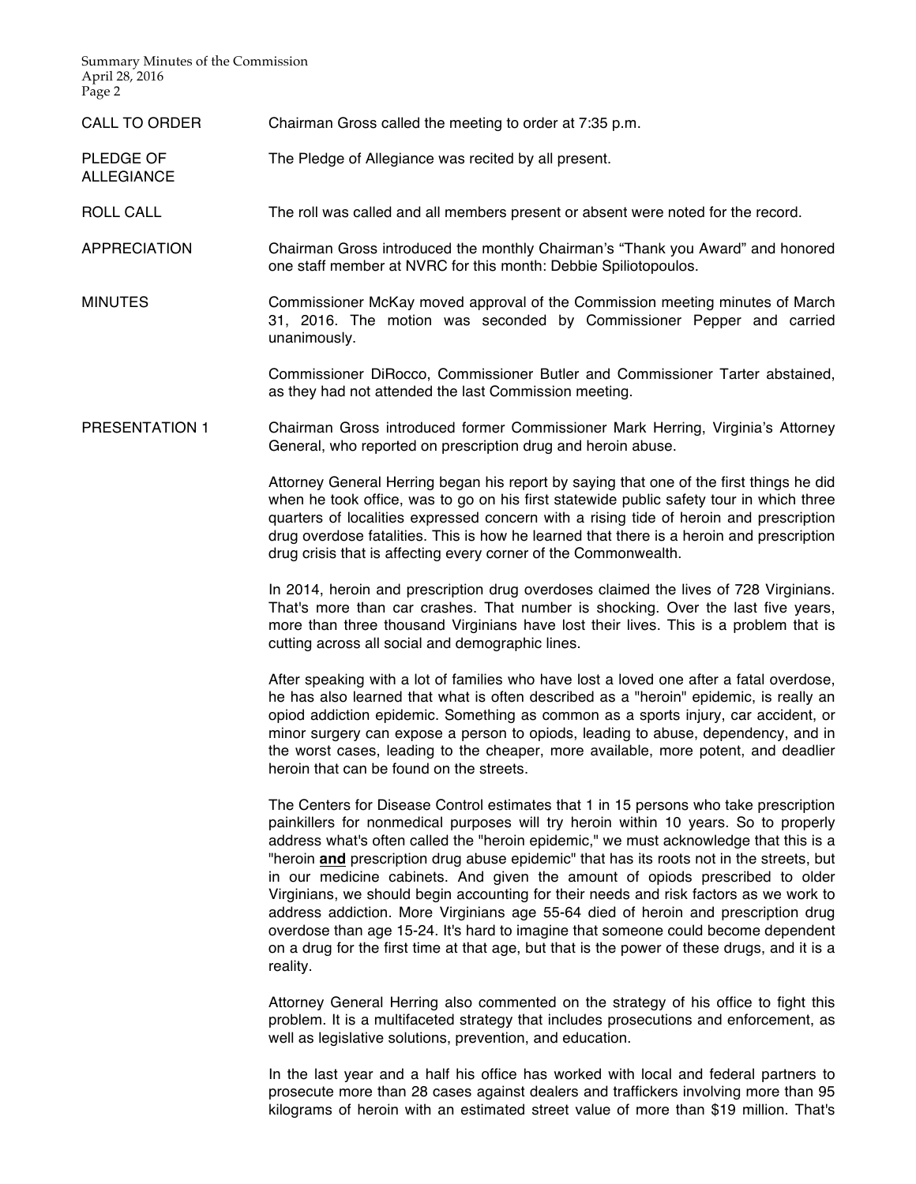**CALL TO ORDER**

Chairman Gross called the meeting to order at 7:35 p.m.

**PLEDGE OF ALLEGIANCE**

The Pledge of Allegiance was recited by all present.

**ROLL CALL**

The roll was called and all members present or absent were noted for the record.

**APPRECIATION**

Chairman Gross introduced the monthly Chairman's "Thank you Award" and honored one staff member at NVRC for this month: Debbie Spiliotopoulos.

**MINUTES**

Commissioner McKay moved approval of the Commission meeting minutes of March 31, 2016. The motion was seconded by Commissioner Pepper and carried unanimously.

Commissioner DiRocco, Commissioner Butler and Commissioner Tarter abstained, as they had not attended the last Commission meeting.

**PRESENTATION 1**

Chairman Gross introduced former Commissioner Mark Herring, Virginia's Attorney General, who reported on prescription drug and heroin abuse.

Attorney General Herring began his report by saying that one of the first things he did when he took office, was to go on his first statewide public safety tour in which three quarters of localities expressed concern with a rising tide of heroin and prescription drug overdose fatalities. This is how he learned that there is a heroin and prescription drug crisis that is affecting every corner of the Commonwealth.

In 2014, heroin and prescription drug overdoses claimed the lives of 728 Virginians. That's more than car crashes. That number is shocking. Over the last five years, more than three thousand Virginians have lost their lives. This is a problem that is cutting across all social and demographic lines.

After speaking with a lot of families who have lost a loved one after a fatal overdose, he has also learned that what is often described as a "heroin" epidemic, is really an opiod addiction epidemic. Something as common as a sports injury, car accident, or minor surgery can expose a person to opiods, leading to abuse, dependency, and in the worst cases, leading to the cheaper, more available, more potent, and deadlier heroin that can be found on the streets.

The Centers for Disease Control estimates that 1 in 15 persons who take prescription painkillers for nonmedical purposes will try heroin within 10 years. So to properly address what's often called the "heroin epidemic," we must acknowledge that this is a "heroin **and** prescription drug abuse epidemic" that has its roots not in the streets, but in our medicine cabinets. And given the amount of opiods prescribed to older Virginians, we should begin accounting for their needs and risk factors as we work to address addiction. More Virginians age 55-64 died of heroin and prescription drug overdose than age 15-24. It's hard to imagine that someone could become dependent on a drug for the first time at that age, but that is the power of these drugs, and it is a reality.

Attorney General Herring also commented on the strategy of his office to fight this problem. It is a multifaceted strategy that includes prosecutions and enforcement, as well as legislative solutions, prevention, and education.

In the last year and a half his office has worked with local and federal partners to prosecute more than 28 cases against dealers and traffickers involving more than 95 kilograms of heroin with an estimated street value of more than $19 million. That's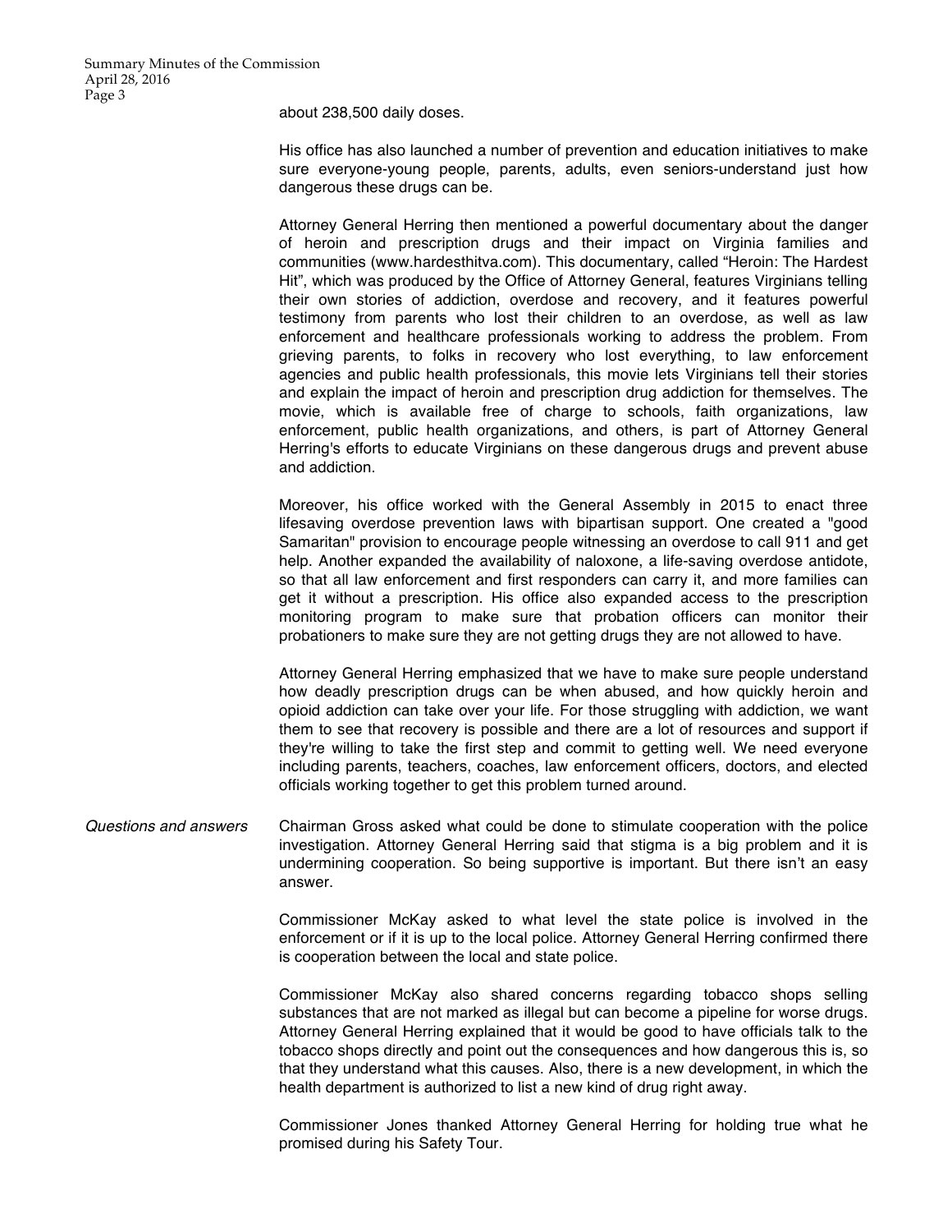about 238,500 daily doses.

His office has also launched a number of prevention and education initiatives to make sure everyone-young people, parents, adults, even seniors-understand just how dangerous these drugs can be.

Attorney General Herring then mentioned a powerful documentary about the danger of heroin and prescription drugs and their impact on Virginia families and communities (www.hardesthitva.com). This documentary, called "Heroin: The Hardest Hit", which was produced by the Office of Attorney General, features Virginians telling their own stories of addiction, overdose and recovery, and it features powerful testimony from parents who lost their children to an overdose, as well as law enforcement and healthcare professionals working to address the problem. From grieving parents, to folks in recovery who lost everything, to law enforcement agencies and public health professionals, this movie lets Virginians tell their stories and explain the impact of heroin and prescription drug addiction for themselves. The movie, which is available free of charge to schools, faith organizations, law enforcement, public health organizations, and others, is part of Attorney General Herring's efforts to educate Virginians on these dangerous drugs and prevent abuse and addiction.

Moreover, his office worked with the General Assembly in 2015 to enact three lifesaving overdose prevention laws with bipartisan support. One created a "good Samaritan" provision to encourage people witnessing an overdose to call 911 and get help. Another expanded the availability of naloxone, a life-saving overdose antidote, so that all law enforcement and first responders can carry it, and more families can get it without a prescription. His office also expanded access to the prescription monitoring program to make sure that probation officers can monitor their probationers to make sure they are not getting drugs they are not allowed to have.

Attorney General Herring emphasized that we have to make sure people understand how deadly prescription drugs can be when abused, and how quickly heroin and opioid addiction can take over your life. For those struggling with addiction, we want them to see that recovery is possible and there are a lot of resources and support if they're willing to take the first step and commit to getting well. We need everyone including parents, teachers, coaches, law enforcement officers, doctors, and elected officials working together to get this problem turned around.

*Questions and answers*

Chairman Gross asked what could be done to stimulate cooperation with the police investigation. Attorney General Herring said that stigma is a big problem and it is undermining cooperation. So being supportive is important. But there isn't an easy answer.

Commissioner McKay asked to what level the state police is involved in the enforcement or if it is up to the local police. Attorney General Herring confirmed there is cooperation between the local and state police.

Commissioner McKay also shared concerns regarding tobacco shops selling substances that are not marked as illegal but can become a pipeline for worse drugs. Attorney General Herring explained that it would be good to have officials talk to the tobacco shops directly and point out the consequences and how dangerous this is, so that they understand what this causes. Also, there is a new development, in which the health department is authorized to list a new kind of drug right away.

Commissioner Jones thanked Attorney General Herring for holding true what he promised during his Safety Tour.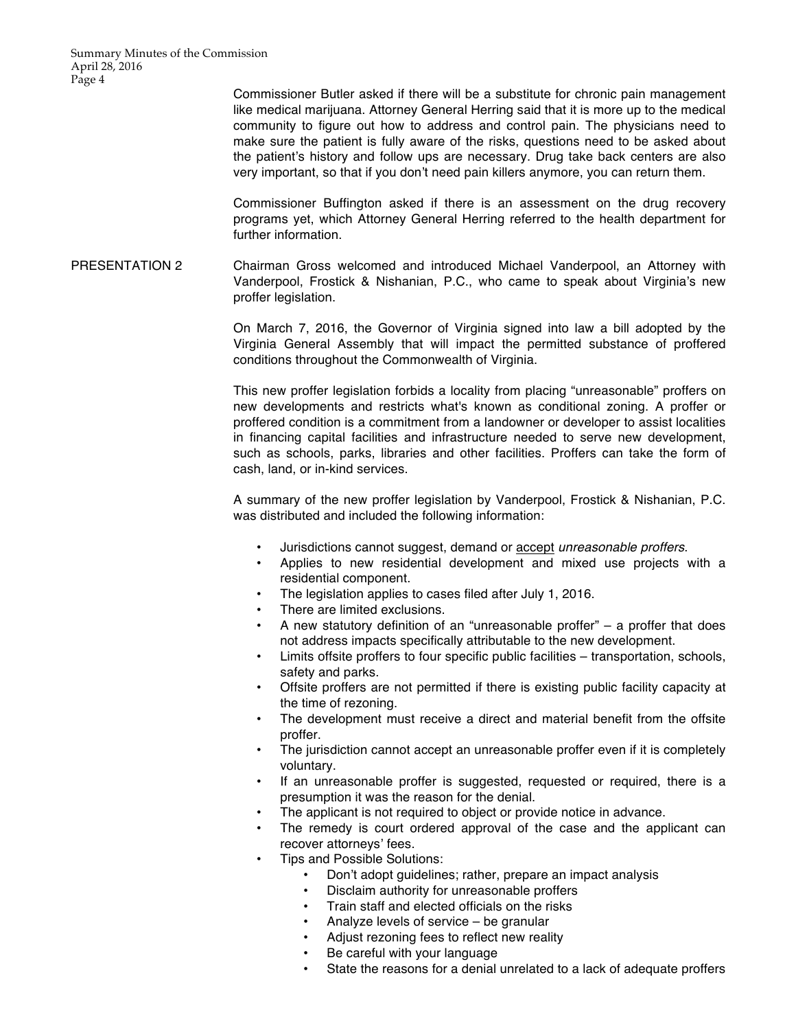Commissioner Butler asked if there will be a substitute for chronic pain management like medical marijuana. Attorney General Herring said that it is more up to the medical community to figure out how to address and control pain. The physicians need to make sure the patient is fully aware of the risks, questions need to be asked about the patient's history and follow ups are necessary. Drug take back centers are also very important, so that if you don't need pain killers anymore, you can return them.

Commissioner Buffington asked if there is an assessment on the drug recovery programs yet, which Attorney General Herring referred to the health department for further information.

PRESENTATION 2

Chairman Gross welcomed and introduced Michael Vanderpool, an Attorney with Vanderpool, Frostick & Nishanian, P.C., who came to speak about Virginia's new proffer legislation.

On March 7, 2016, the Governor of Virginia signed into law a bill adopted by the Virginia General Assembly that will impact the permitted substance of proffered conditions throughout the Commonwealth of Virginia.

This new proffer legislation forbids a locality from placing "unreasonable" proffers on new developments and restricts what's known as conditional zoning. A proffer or proffered condition is a commitment from a landowner or developer to assist localities in financing capital facilities and infrastructure needed to serve new development, such as schools, parks, libraries and other facilities. Proffers can take the form of cash, land, or in-kind services.

A summary of the new proffer legislation by Vanderpool, Frostick & Nishanian, P.C. was distributed and included the following information:

- Jurisdictions cannot suggest, demand or <u>accept</u> *unreasonable proffers*.
- Applies to new residential development and mixed use projects with a residential component.
- The legislation applies to cases filed after July 1, 2016.
- There are limited exclusions.
- A new statutory definition of an "unreasonable proffer" – a proffer that does not address impacts specifically attributable to the new development.
- Limits offsite proffers to four specific public facilities – transportation, schools, safety and parks.
- Offsite proffers are not permitted if there is existing public facility capacity at the time of rezoning.
- The development must receive a direct and material benefit from the offsite proffer.
- The jurisdiction cannot accept an unreasonable proffer even if it is completely voluntary.
- If an unreasonable proffer is suggested, requested or required, there is a presumption it was the reason for the denial.
- The applicant is not required to object or provide notice in advance.
- The remedy is court ordered approval of the case and the applicant can recover attorneys' fees.
- Tips and Possible Solutions:
    - Don't adopt guidelines; rather, prepare an impact analysis
    - Disclaim authority for unreasonable proffers
    - Train staff and elected officials on the risks
    - Analyze levels of service – be granular
    - Adjust rezoning fees to reflect new reality
    - Be careful with your language
    - State the reasons for a denial unrelated to a lack of adequate proffers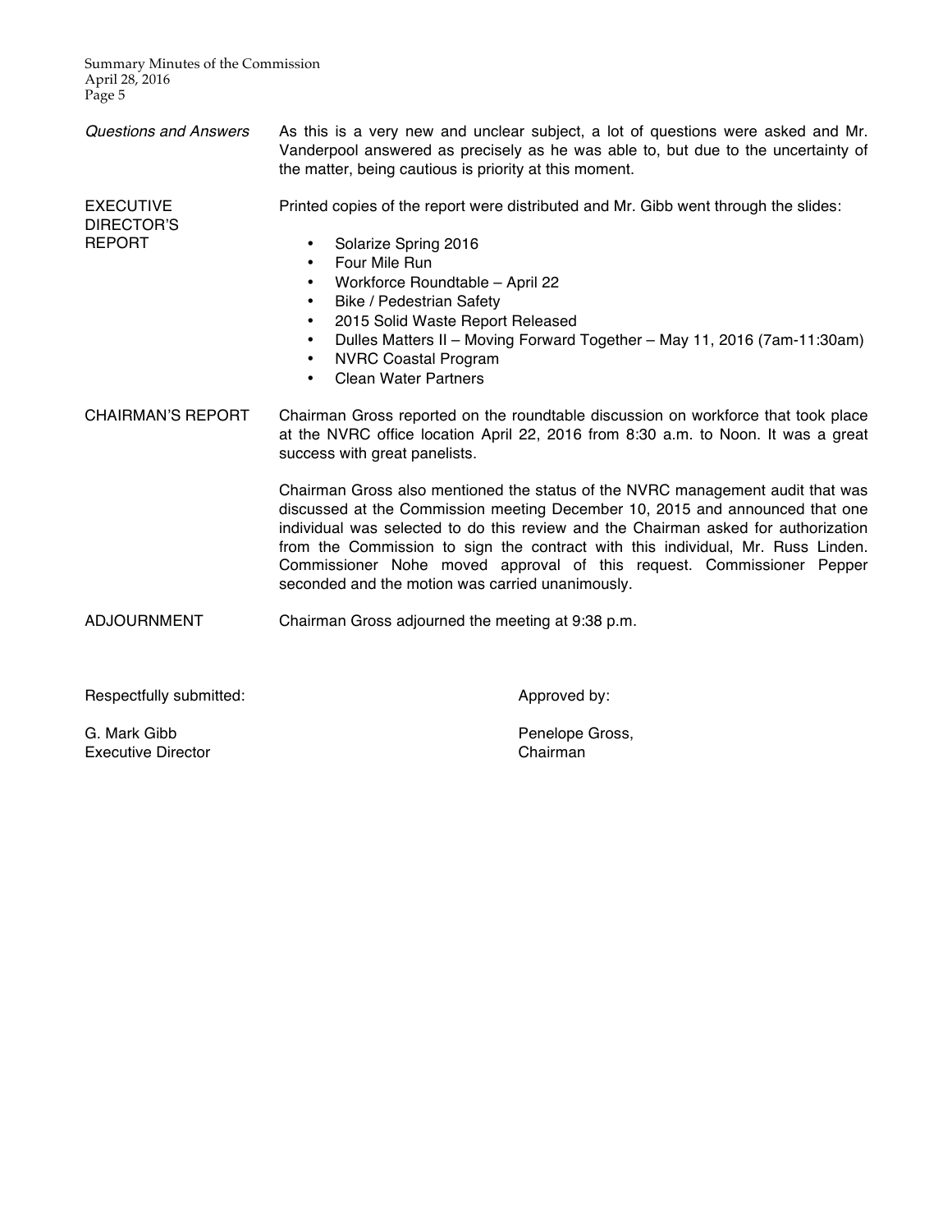*Questions and Answers*

As this is a very new and unclear subject, a lot of questions were asked and Mr. Vanderpool answered as precisely as he was able to, but due to the uncertainty of the matter, being cautious is priority at this moment.

EXECUTIVE DIRECTOR'S REPORT

Printed copies of the report were distributed and Mr. Gibb went through the slides:

- Solarize Spring 2016
- Four Mile Run
- Workforce Roundtable – April 22
- Bike / Pedestrian Safety
- 2015 Solid Waste Report Released
- Dulles Matters II – Moving Forward Together – May 11, 2016 (7am-11:30am)
- NVRC Coastal Program
- Clean Water Partners

CHAIRMAN'S REPORT

Chairman Gross reported on the roundtable discussion on workforce that took place at the NVRC office location April 22, 2016 from 8:30 a.m. to Noon. It was a great success with great panelists.

Chairman Gross also mentioned the status of the NVRC management audit that was discussed at the Commission meeting December 10, 2015 and announced that one individual was selected to do this review and the Chairman asked for authorization from the Commission to sign the contract with this individual, Mr. Russ Linden. Commissioner Nohe moved approval of this request. Commissioner Pepper seconded and the motion was carried unanimously.

ADJOURNMENT

Chairman Gross adjourned the meeting at 9:38 p.m.

Respectfully submitted:

G. Mark Gibb
Executive Director

Approved by:

Penelope Gross,
Chairman